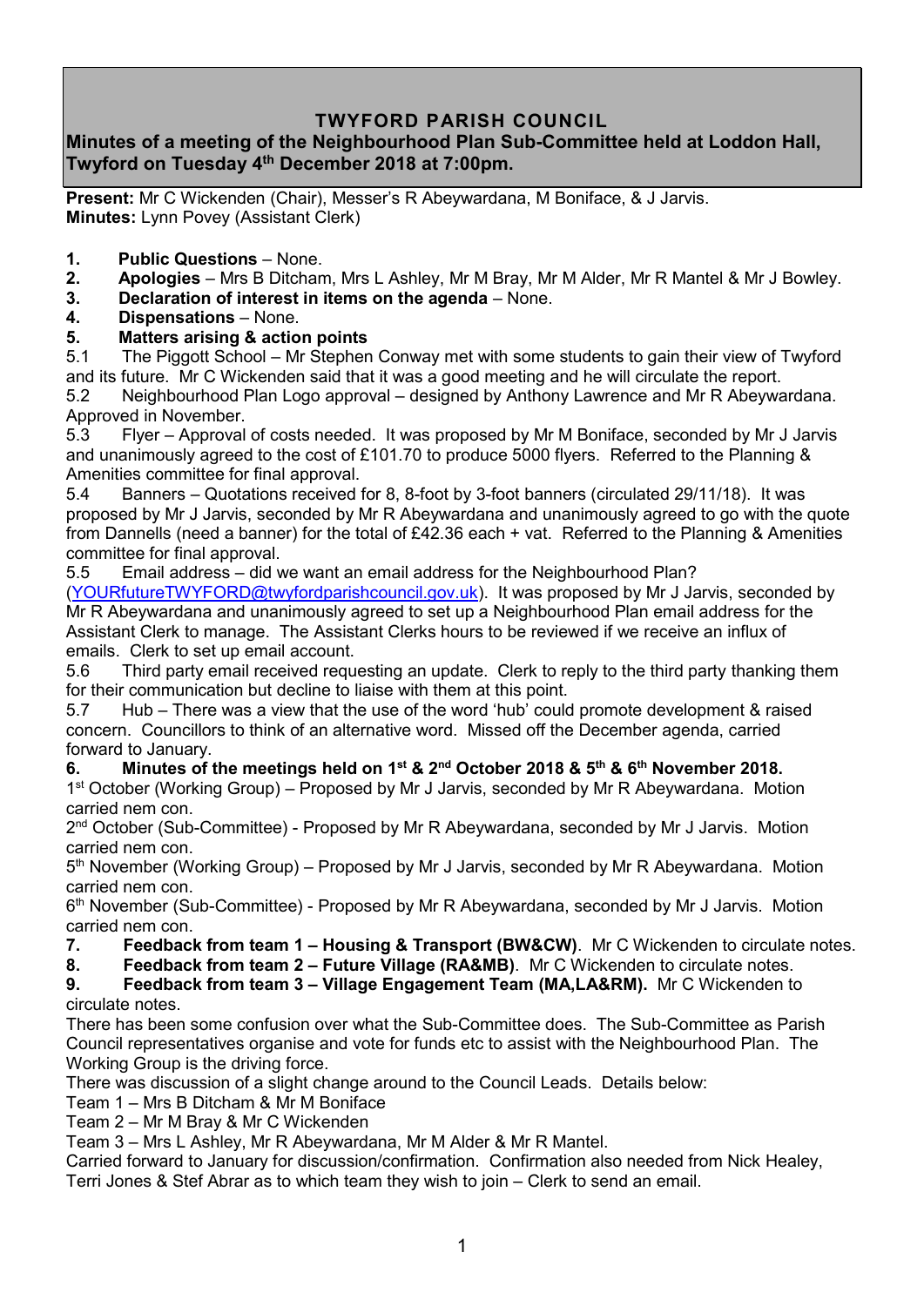# TWYFORD PARISH COUNCIL

## Minutes of a meeting of the Neighbourhood Plan Sub-Committee held at Loddon Hall, Twyford on Tuesday 4th December 2018 at 7:00pm.

**Present:** Mr C Wickenden (Chair), Messer's R Abeywardana, M Boniface, & J Jarvis.
**Minutes:** Lynn Povey (Assistant Clerk)

1. **Public Questions** – None.
2. **Apologies** – Mrs B Ditcham, Mrs L Ashley, Mr M Bray, Mr M Alder, Mr R Mantel & Mr J Bowley.
3. **Declaration of interest in items on the agenda** – None.
4. **Dispensations** – None.
5. **Matters arising & action points**

5.1 The Piggott School – Mr Stephen Conway met with some students to gain their view of Twyford and its future. Mr C Wickenden said that it was a good meeting and he will circulate the report.

5.2 Neighbourhood Plan Logo approval – designed by Anthony Lawrence and Mr R Abeywardana. Approved in November.

5.3 Flyer – Approval of costs needed. It was proposed by Mr M Boniface, seconded by Mr J Jarvis and unanimously agreed to the cost of £101.70 to produce 5000 flyers. Referred to the Planning & Amenities committee for final approval.

5.4 Banners – Quotations received for 8, 8-foot by 3-foot banners (circulated 29/11/18). It was proposed by Mr J Jarvis, seconded by Mr R Abeywardana and unanimously agreed to go with the quote from Dannells (need a banner) for the total of £42.36 each + vat. Referred to the Planning & Amenities committee for final approval.

5.5 Email address – did we want an email address for the Neighbourhood Plan? (YOURfutureTWYFORD@twyfordparishcouncil.gov.uk). It was proposed by Mr J Jarvis, seconded by Mr R Abeywardana and unanimously agreed to set up a Neighbourhood Plan email address for the Assistant Clerk to manage. The Assistant Clerks hours to be reviewed if we receive an influx of emails. Clerk to set up email account.

5.6 Third party email received requesting an update. Clerk to reply to the third party thanking them for their communication but decline to liaise with them at this point.

5.7 Hub – There was a view that the use of the word 'hub' could promote development & raised concern. Councillors to think of an alternative word. Missed off the December agenda, carried forward to January.

6. **Minutes of the meetings held on 1st & 2nd October 2018 & 5th & 6th November 2018.**

1st October (Working Group) – Proposed by Mr J Jarvis, seconded by Mr R Abeywardana. Motion carried nem con.

2nd October (Sub-Committee) - Proposed by Mr R Abeywardana, seconded by Mr J Jarvis. Motion carried nem con.

5th November (Working Group) – Proposed by Mr J Jarvis, seconded by Mr R Abeywardana. Motion carried nem con.

6th November (Sub-Committee) - Proposed by Mr R Abeywardana, seconded by Mr J Jarvis. Motion carried nem con.

7. **Feedback from team 1 – Housing & Transport (BW&CW)**. Mr C Wickenden to circulate notes.
8. **Feedback from team 2 – Future Village (RA&MB)**. Mr C Wickenden to circulate notes.
9. **Feedback from team 3 – Village Engagement Team (MA,LA&RM).** Mr C Wickenden to circulate notes.

There has been some confusion over what the Sub-Committee does. The Sub-Committee as Parish Council representatives organise and vote for funds etc to assist with the Neighbourhood Plan. The Working Group is the driving force.

There was discussion of a slight change around to the Council Leads. Details below:

Team 1 – Mrs B Ditcham & Mr M Boniface
Team 2 – Mr M Bray & Mr C Wickenden
Team 3 – Mrs L Ashley, Mr R Abeywardana, Mr M Alder & Mr R Mantel.

Carried forward to January for discussion/confirmation. Confirmation also needed from Nick Healey, Terri Jones & Stef Abrar as to which team they wish to join – Clerk to send an email.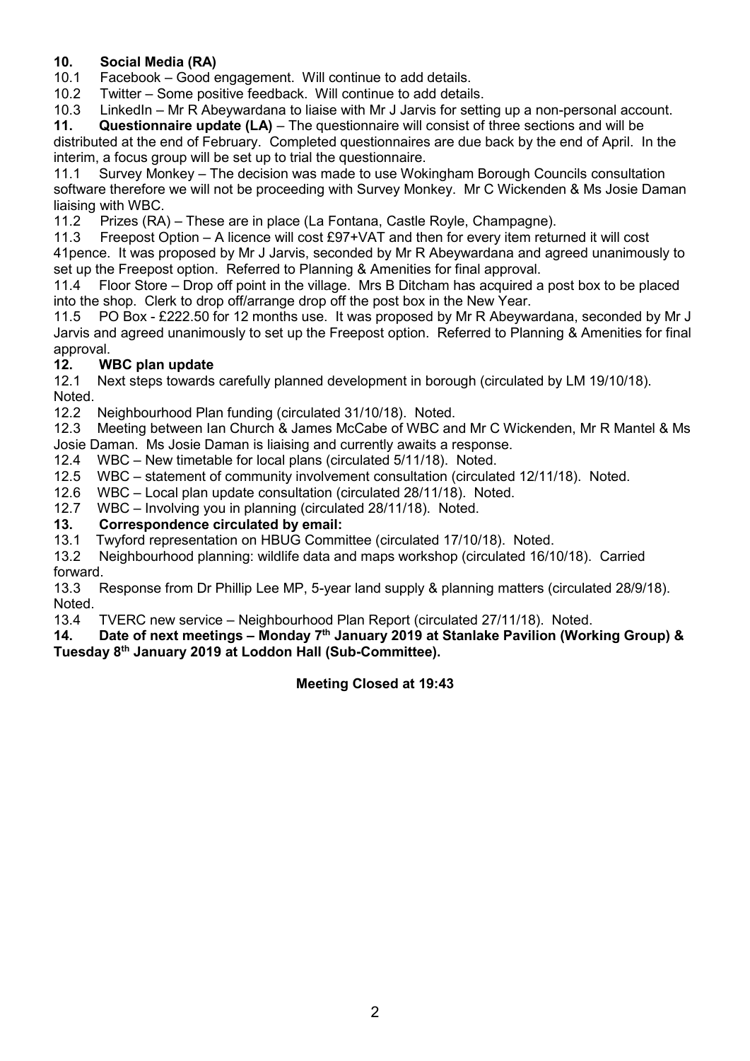**10. Social Media (RA)**

10.1 Facebook – Good engagement. Will continue to add details.

10.2 Twitter – Some positive feedback. Will continue to add details.

10.3 LinkedIn – Mr R Abeywardana to liaise with Mr J Jarvis for setting up a non-personal account.

**11. Questionnaire update (LA)** – The questionnaire will consist of three sections and will be distributed at the end of February. Completed questionnaires are due back by the end of April. In the interim, a focus group will be set up to trial the questionnaire.

11.1 Survey Monkey – The decision was made to use Wokingham Borough Councils consultation software therefore we will not be proceeding with Survey Monkey. Mr C Wickenden & Ms Josie Daman liaising with WBC.

11.2 Prizes (RA) – These are in place (La Fontana, Castle Royle, Champagne).

11.3 Freepost Option – A licence will cost £97+VAT and then for every item returned it will cost 41pence. It was proposed by Mr J Jarvis, seconded by Mr R Abeywardana and agreed unanimously to set up the Freepost option. Referred to Planning & Amenities for final approval.

11.4 Floor Store – Drop off point in the village. Mrs B Ditcham has acquired a post box to be placed into the shop. Clerk to drop off/arrange drop off the post box in the New Year.

11.5 PO Box - £222.50 for 12 months use. It was proposed by Mr R Abeywardana, seconded by Mr J Jarvis and agreed unanimously to set up the Freepost option. Referred to Planning & Amenities for final approval.

**12. WBC plan update**

12.1 Next steps towards carefully planned development in borough (circulated by LM 19/10/18). Noted.

12.2 Neighbourhood Plan funding (circulated 31/10/18). Noted.

12.3 Meeting between Ian Church & James McCabe of WBC and Mr C Wickenden, Mr R Mantel & Ms Josie Daman. Ms Josie Daman is liaising and currently awaits a response.

12.4 WBC – New timetable for local plans (circulated 5/11/18). Noted.

12.5 WBC – statement of community involvement consultation (circulated 12/11/18). Noted.

12.6 WBC – Local plan update consultation (circulated 28/11/18). Noted.

12.7 WBC – Involving you in planning (circulated 28/11/18). Noted.

**13. Correspondence circulated by email:**

13.1 Twyford representation on HBUG Committee (circulated 17/10/18). Noted.

13.2 Neighbourhood planning: wildlife data and maps workshop (circulated 16/10/18). Carried forward.

13.3 Response from Dr Phillip Lee MP, 5-year land supply & planning matters (circulated 28/9/18). Noted.

13.4 TVERC new service – Neighbourhood Plan Report (circulated 27/11/18). Noted.

**14. Date of next meetings – Monday 7th January 2019 at Stanlake Pavilion (Working Group) & Tuesday 8th January 2019 at Loddon Hall (Sub-Committee).**

**Meeting Closed at 19:43**